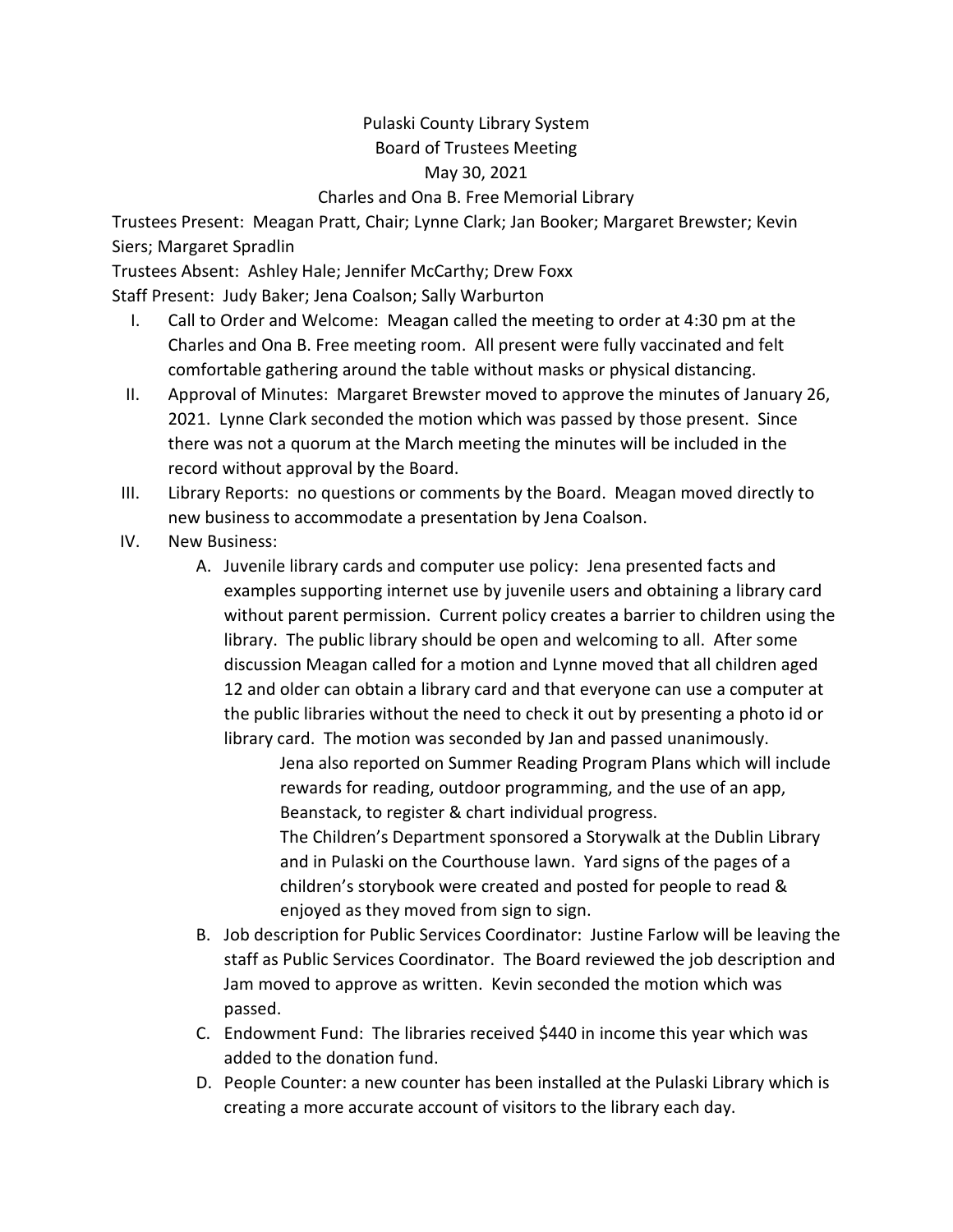Pulaski County Library System

Board of Trustees Meeting

May 30, 2021

Charles and Ona B. Free Memorial Library

Trustees Present: Meagan Pratt, Chair; Lynne Clark; Jan Booker; Margaret Brewster; Kevin Siers; Margaret Spradlin

Trustees Absent: Ashley Hale; Jennifer McCarthy; Drew Foxx

Staff Present: Judy Baker; Jena Coalson; Sally Warburton

I. Call to Order and Welcome: Meagan called the meeting to order at 4:30 pm at the Charles and Ona B. Free meeting room. All present were fully vaccinated and felt comfortable gathering around the table without masks or physical distancing.

II. Approval of Minutes: Margaret Brewster moved to approve the minutes of January 26, 2021. Lynne Clark seconded the motion which was passed by those present. Since there was not a quorum at the March meeting the minutes will be included in the record without approval by the Board.

III. Library Reports: no questions or comments by the Board. Meagan moved directly to new business to accommodate a presentation by Jena Coalson.

IV. New Business:

   A. Juvenile library cards and computer use policy: Jena presented facts and examples supporting internet use by juvenile users and obtaining a library card without parent permission. Current policy creates a barrier to children using the library. The public library should be open and welcoming to all. After some discussion Meagan called for a motion and Lynne moved that all children aged 12 and older can obtain a library card and that everyone can use a computer at the public libraries without the need to check it out by presenting a photo id or library card. The motion was seconded by Jan and passed unanimously.

      Jena also reported on Summer Reading Program Plans which will include rewards for reading, outdoor programming, and the use of an app, Beanstack, to register & chart individual progress.

      The Children's Department sponsored a Storywalk at the Dublin Library and in Pulaski on the Courthouse lawn. Yard signs of the pages of a children's storybook were created and posted for people to read & enjoyed as they moved from sign to sign.

   B. Job description for Public Services Coordinator: Justine Farlow will be leaving the staff as Public Services Coordinator. The Board reviewed the job description and Jam moved to approve as written. Kevin seconded the motion which was passed.

   C. Endowment Fund: The libraries received $440 in income this year which was added to the donation fund.

   D. People Counter: a new counter has been installed at the Pulaski Library which is creating a more accurate account of visitors to the library each day.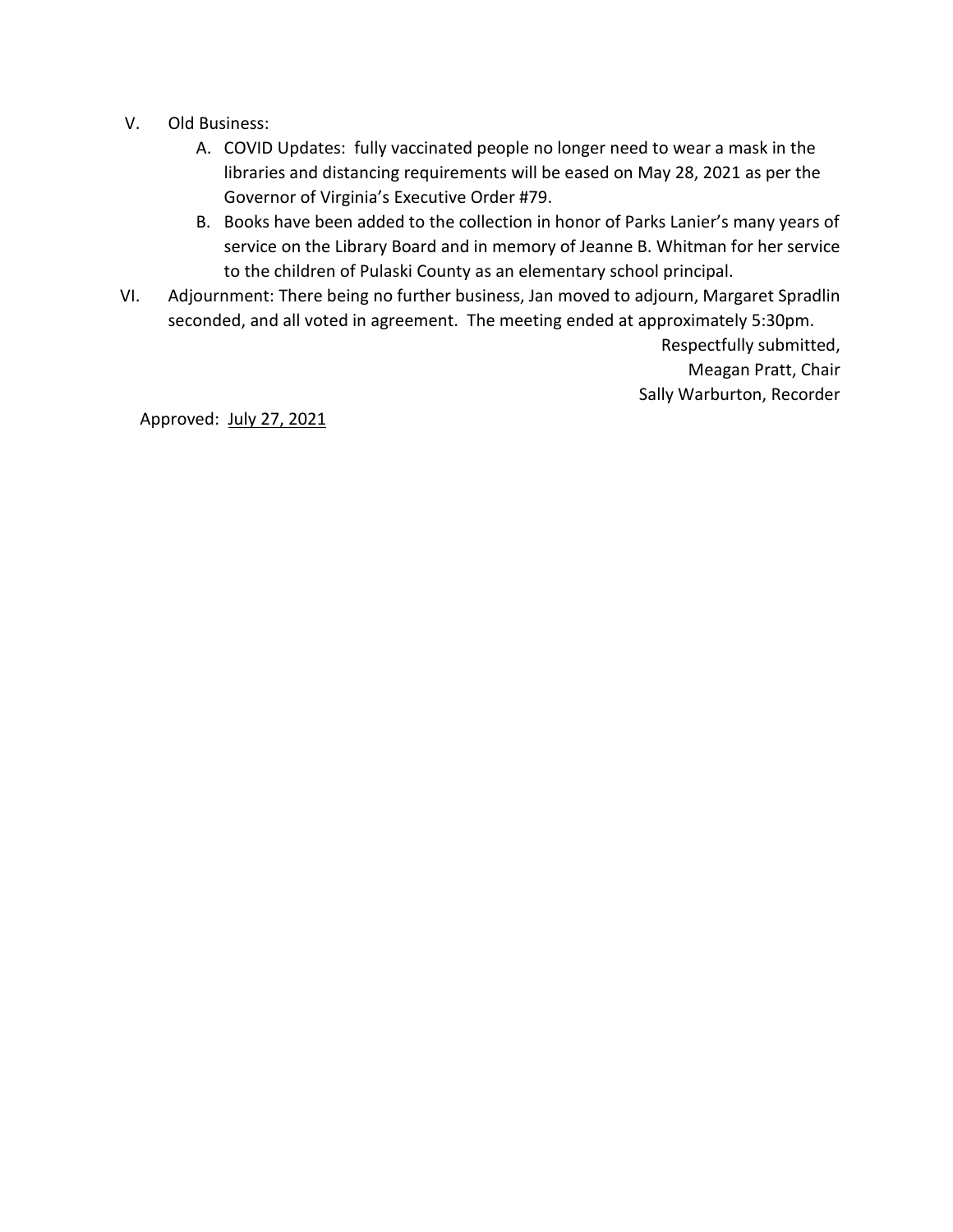V. Old Business:

   A. COVID Updates: fully vaccinated people no longer need to wear a mask in the libraries and distancing requirements will be eased on May 28, 2021 as per the Governor of Virginia's Executive Order #79.

   B. Books have been added to the collection in honor of Parks Lanier's many years of service on the Library Board and in memory of Jeanne B. Whitman for her service to the children of Pulaski County as an elementary school principal.

VI. Adjournment: There being no further business, Jan moved to adjourn, Margaret Spradlin seconded, and all voted in agreement. The meeting ended at approximately 5:30pm.

Respectfully submitted,
Meagan Pratt, Chair
Sally Warburton, Recorder

Approved: July 27, 2021